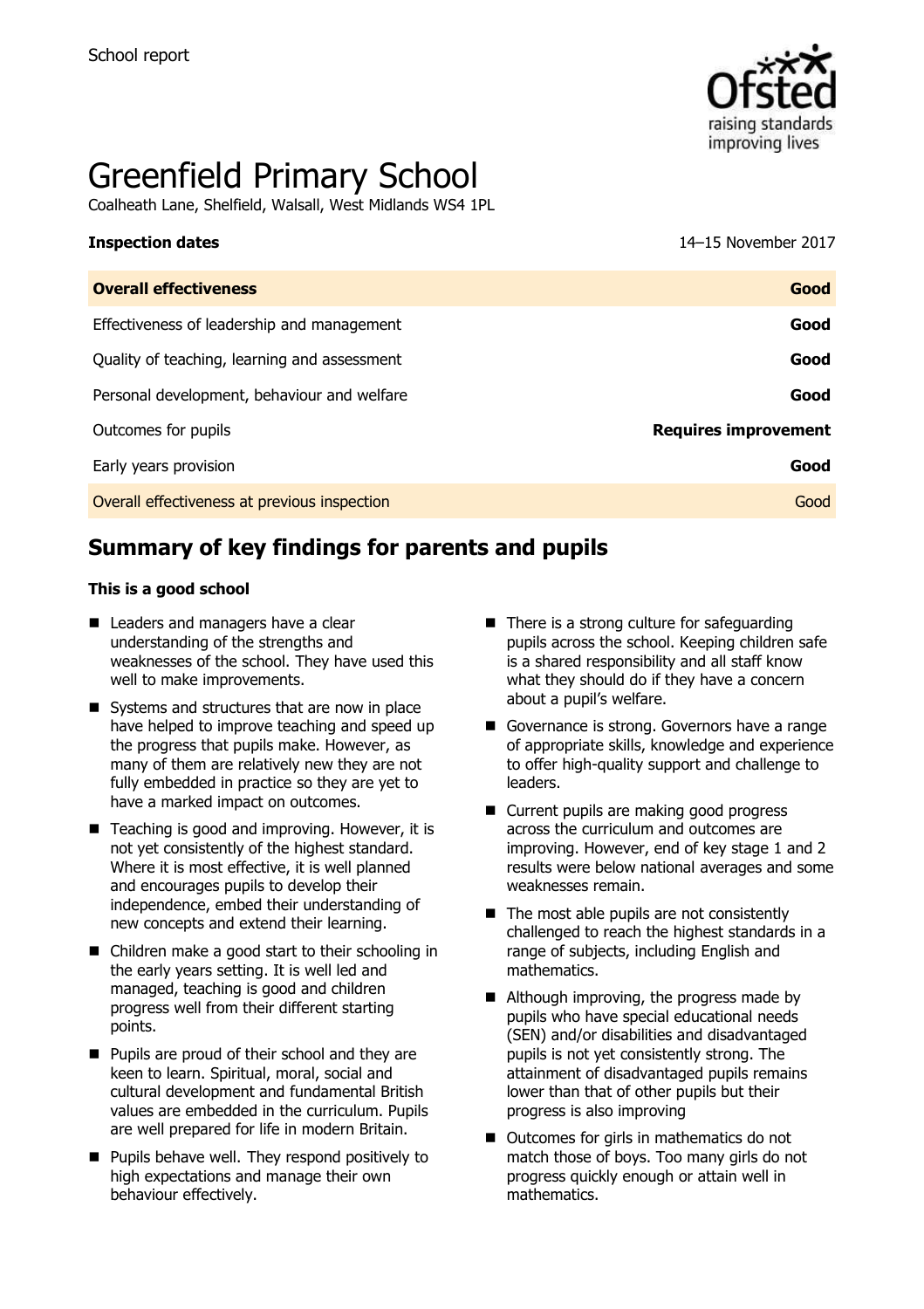School report

# Greenfield Primary School

Coalheath Lane, Shelfield, Walsall, West Midlands WS4 1PL

**Inspection dates** 14–15 November 2017

| **Overall effectiveness** | **Good** |
|---|---|
| Effectiveness of leadership and management | **Good** |
| Quality of teaching, learning and assessment | **Good** |
| Personal development, behaviour and welfare | **Good** |
| Outcomes for pupils | **Requires improvement** |
| Early years provision | **Good** |
| Overall effectiveness at previous inspection | Good |

## Summary of key findings for parents and pupils

**This is a good school**

- Leaders and managers have a clear understanding of the strengths and weaknesses of the school. They have used this well to make improvements.
- Systems and structures that are now in place have helped to improve teaching and speed up the progress that pupils make. However, as many of them are relatively new they are not fully embedded in practice so they are yet to have a marked impact on outcomes.
- Teaching is good and improving. However, it is not yet consistently of the highest standard. Where it is most effective, it is well planned and encourages pupils to develop their independence, embed their understanding of new concepts and extend their learning.
- Children make a good start to their schooling in the early years setting. It is well led and managed, teaching is good and children progress well from their different starting points.
- Pupils are proud of their school and they are keen to learn. Spiritual, moral, social and cultural development and fundamental British values are embedded in the curriculum. Pupils are well prepared for life in modern Britain.
- Pupils behave well. They respond positively to high expectations and manage their own behaviour effectively.
- There is a strong culture for safeguarding pupils across the school. Keeping children safe is a shared responsibility and all staff know what they should do if they have a concern about a pupil's welfare.
- Governance is strong. Governors have a range of appropriate skills, knowledge and experience to offer high-quality support and challenge to leaders.
- Current pupils are making good progress across the curriculum and outcomes are improving. However, end of key stage 1 and 2 results were below national averages and some weaknesses remain.
- The most able pupils are not consistently challenged to reach the highest standards in a range of subjects, including English and mathematics.
- Although improving, the progress made by pupils who have special educational needs (SEN) and/or disabilities and disadvantaged pupils is not yet consistently strong. The attainment of disadvantaged pupils remains lower than that of other pupils but their progress is also improving
- Outcomes for girls in mathematics do not match those of boys. Too many girls do not progress quickly enough or attain well in mathematics.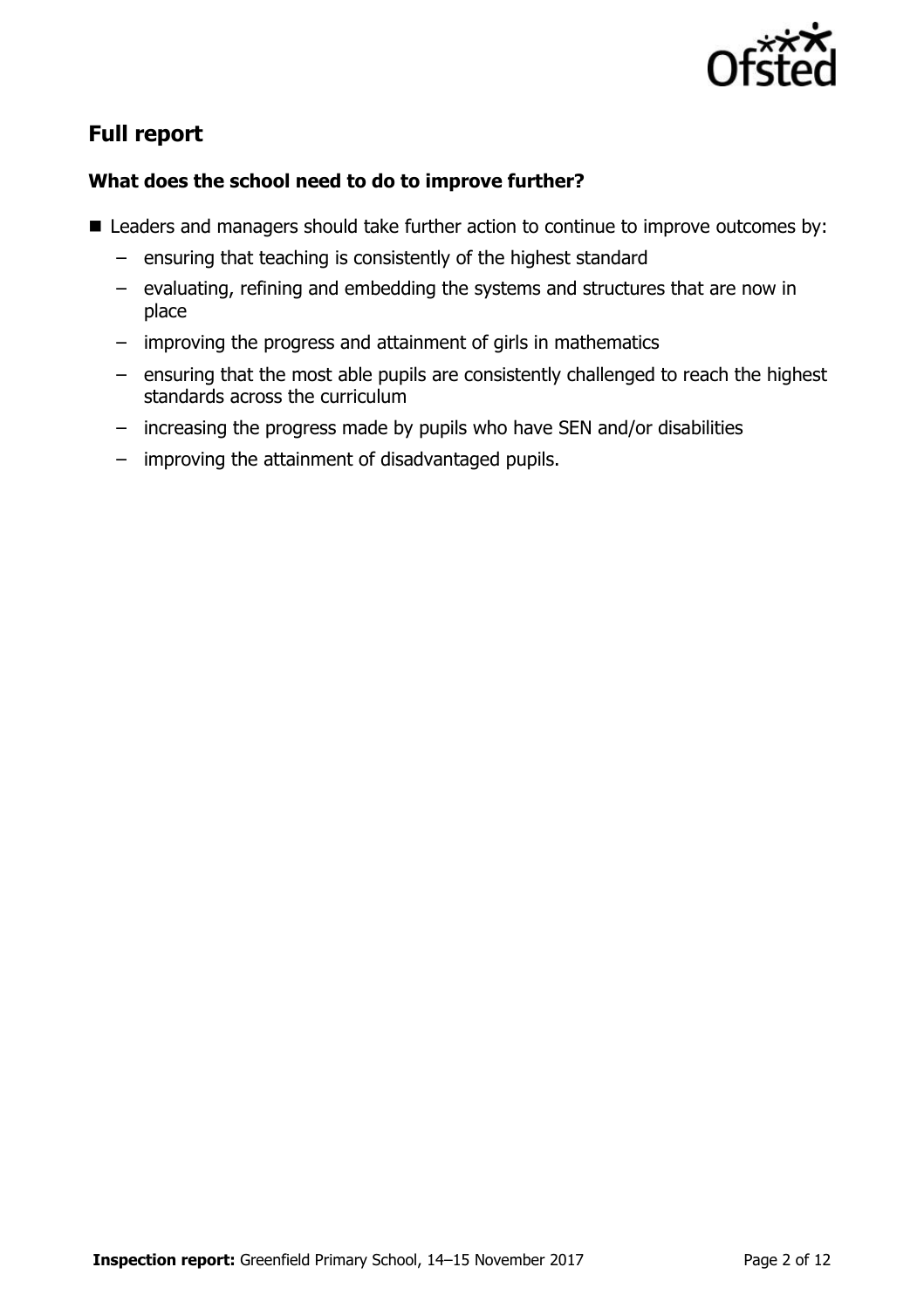## Full report

### What does the school need to do to improve further?

- Leaders and managers should take further action to continue to improve outcomes by:
  - ensuring that teaching is consistently of the highest standard
  - evaluating, refining and embedding the systems and structures that are now in place
  - improving the progress and attainment of girls in mathematics
  - ensuring that the most able pupils are consistently challenged to reach the highest standards across the curriculum
  - increasing the progress made by pupils who have SEN and/or disabilities
  - improving the attainment of disadvantaged pupils.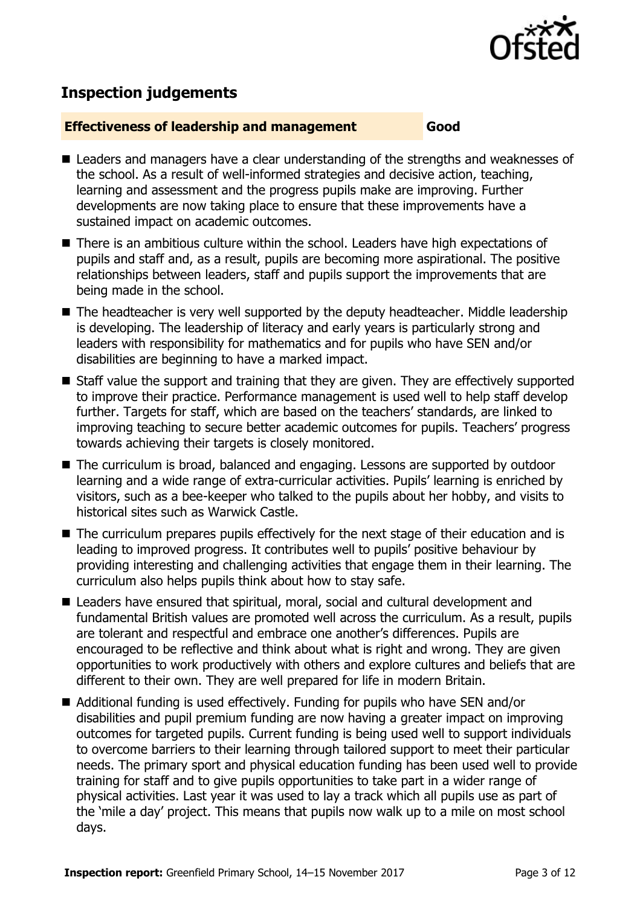## Inspection judgements

**Effectiveness of leadership and management** **Good**

- Leaders and managers have a clear understanding of the strengths and weaknesses of the school. As a result of well-informed strategies and decisive action, teaching, learning and assessment and the progress pupils make are improving. Further developments are now taking place to ensure that these improvements have a sustained impact on academic outcomes.
- There is an ambitious culture within the school. Leaders have high expectations of pupils and staff and, as a result, pupils are becoming more aspirational. The positive relationships between leaders, staff and pupils support the improvements that are being made in the school.
- The headteacher is very well supported by the deputy headteacher. Middle leadership is developing. The leadership of literacy and early years is particularly strong and leaders with responsibility for mathematics and for pupils who have SEN and/or disabilities are beginning to have a marked impact.
- Staff value the support and training that they are given. They are effectively supported to improve their practice. Performance management is used well to help staff develop further. Targets for staff, which are based on the teachers' standards, are linked to improving teaching to secure better academic outcomes for pupils. Teachers' progress towards achieving their targets is closely monitored.
- The curriculum is broad, balanced and engaging. Lessons are supported by outdoor learning and a wide range of extra-curricular activities. Pupils' learning is enriched by visitors, such as a bee-keeper who talked to the pupils about her hobby, and visits to historical sites such as Warwick Castle.
- The curriculum prepares pupils effectively for the next stage of their education and is leading to improved progress. It contributes well to pupils' positive behaviour by providing interesting and challenging activities that engage them in their learning. The curriculum also helps pupils think about how to stay safe.
- Leaders have ensured that spiritual, moral, social and cultural development and fundamental British values are promoted well across the curriculum. As a result, pupils are tolerant and respectful and embrace one another's differences. Pupils are encouraged to be reflective and think about what is right and wrong. They are given opportunities to work productively with others and explore cultures and beliefs that are different to their own. They are well prepared for life in modern Britain.
- Additional funding is used effectively. Funding for pupils who have SEN and/or disabilities and pupil premium funding are now having a greater impact on improving outcomes for targeted pupils. Current funding is being used well to support individuals to overcome barriers to their learning through tailored support to meet their particular needs. The primary sport and physical education funding has been used well to provide training for staff and to give pupils opportunities to take part in a wider range of physical activities. Last year it was used to lay a track which all pupils use as part of the 'mile a day' project. This means that pupils now walk up to a mile on most school days.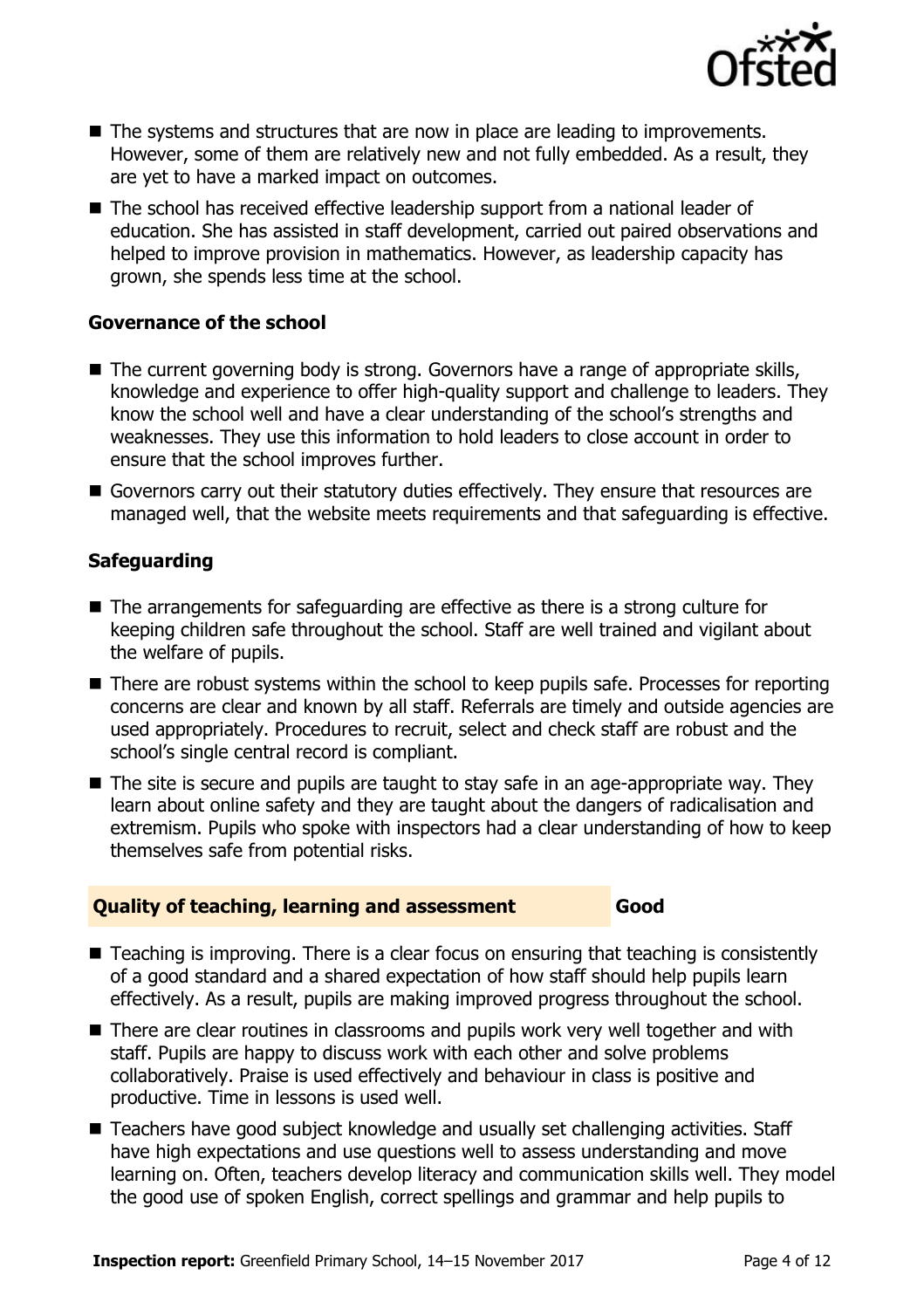- The systems and structures that are now in place are leading to improvements. However, some of them are relatively new and not fully embedded. As a result, they are yet to have a marked impact on outcomes.
- The school has received effective leadership support from a national leader of education. She has assisted in staff development, carried out paired observations and helped to improve provision in mathematics. However, as leadership capacity has grown, she spends less time at the school.

### Governance of the school

- The current governing body is strong. Governors have a range of appropriate skills, knowledge and experience to offer high-quality support and challenge to leaders. They know the school well and have a clear understanding of the school's strengths and weaknesses. They use this information to hold leaders to close account in order to ensure that the school improves further.
- Governors carry out their statutory duties effectively. They ensure that resources are managed well, that the website meets requirements and that safeguarding is effective.

### Safeguarding

- The arrangements for safeguarding are effective as there is a strong culture for keeping children safe throughout the school. Staff are well trained and vigilant about the welfare of pupils.
- There are robust systems within the school to keep pupils safe. Processes for reporting concerns are clear and known by all staff. Referrals are timely and outside agencies are used appropriately. Procedures to recruit, select and check staff are robust and the school's single central record is compliant.
- The site is secure and pupils are taught to stay safe in an age-appropriate way. They learn about online safety and they are taught about the dangers of radicalisation and extremism. Pupils who spoke with inspectors had a clear understanding of how to keep themselves safe from potential risks.

## Quality of teaching, learning and assessment — Good

- Teaching is improving. There is a clear focus on ensuring that teaching is consistently of a good standard and a shared expectation of how staff should help pupils learn effectively. As a result, pupils are making improved progress throughout the school.
- There are clear routines in classrooms and pupils work very well together and with staff. Pupils are happy to discuss work with each other and solve problems collaboratively. Praise is used effectively and behaviour in class is positive and productive. Time in lessons is used well.
- Teachers have good subject knowledge and usually set challenging activities. Staff have high expectations and use questions well to assess understanding and move learning on. Often, teachers develop literacy and communication skills well. They model the good use of spoken English, correct spellings and grammar and help pupils to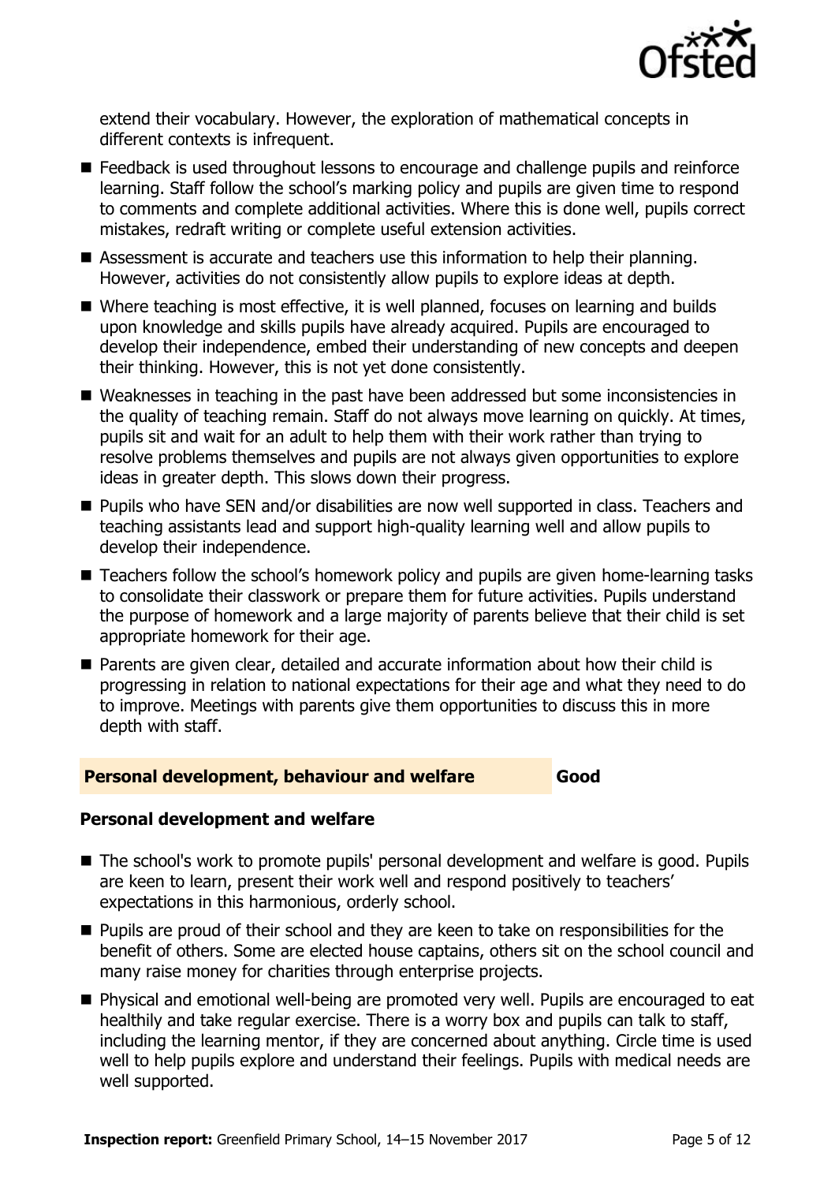extend their vocabulary. However, the exploration of mathematical concepts in different contexts is infrequent.

- Feedback is used throughout lessons to encourage and challenge pupils and reinforce learning. Staff follow the school's marking policy and pupils are given time to respond to comments and complete additional activities. Where this is done well, pupils correct mistakes, redraft writing or complete useful extension activities.
- Assessment is accurate and teachers use this information to help their planning. However, activities do not consistently allow pupils to explore ideas at depth.
- Where teaching is most effective, it is well planned, focuses on learning and builds upon knowledge and skills pupils have already acquired. Pupils are encouraged to develop their independence, embed their understanding of new concepts and deepen their thinking. However, this is not yet done consistently.
- Weaknesses in teaching in the past have been addressed but some inconsistencies in the quality of teaching remain. Staff do not always move learning on quickly. At times, pupils sit and wait for an adult to help them with their work rather than trying to resolve problems themselves and pupils are not always given opportunities to explore ideas in greater depth. This slows down their progress.
- Pupils who have SEN and/or disabilities are now well supported in class. Teachers and teaching assistants lead and support high-quality learning well and allow pupils to develop their independence.
- Teachers follow the school's homework policy and pupils are given home-learning tasks to consolidate their classwork or prepare them for future activities. Pupils understand the purpose of homework and a large majority of parents believe that their child is set appropriate homework for their age.
- Parents are given clear, detailed and accurate information about how their child is progressing in relation to national expectations for their age and what they need to do to improve. Meetings with parents give them opportunities to discuss this in more depth with staff.

## Personal development, behaviour and welfare — Good

### Personal development and welfare

- The school's work to promote pupils' personal development and welfare is good. Pupils are keen to learn, present their work well and respond positively to teachers' expectations in this harmonious, orderly school.
- Pupils are proud of their school and they are keen to take on responsibilities for the benefit of others. Some are elected house captains, others sit on the school council and many raise money for charities through enterprise projects.
- Physical and emotional well-being are promoted very well. Pupils are encouraged to eat healthily and take regular exercise. There is a worry box and pupils can talk to staff, including the learning mentor, if they are concerned about anything. Circle time is used well to help pupils explore and understand their feelings. Pupils with medical needs are well supported.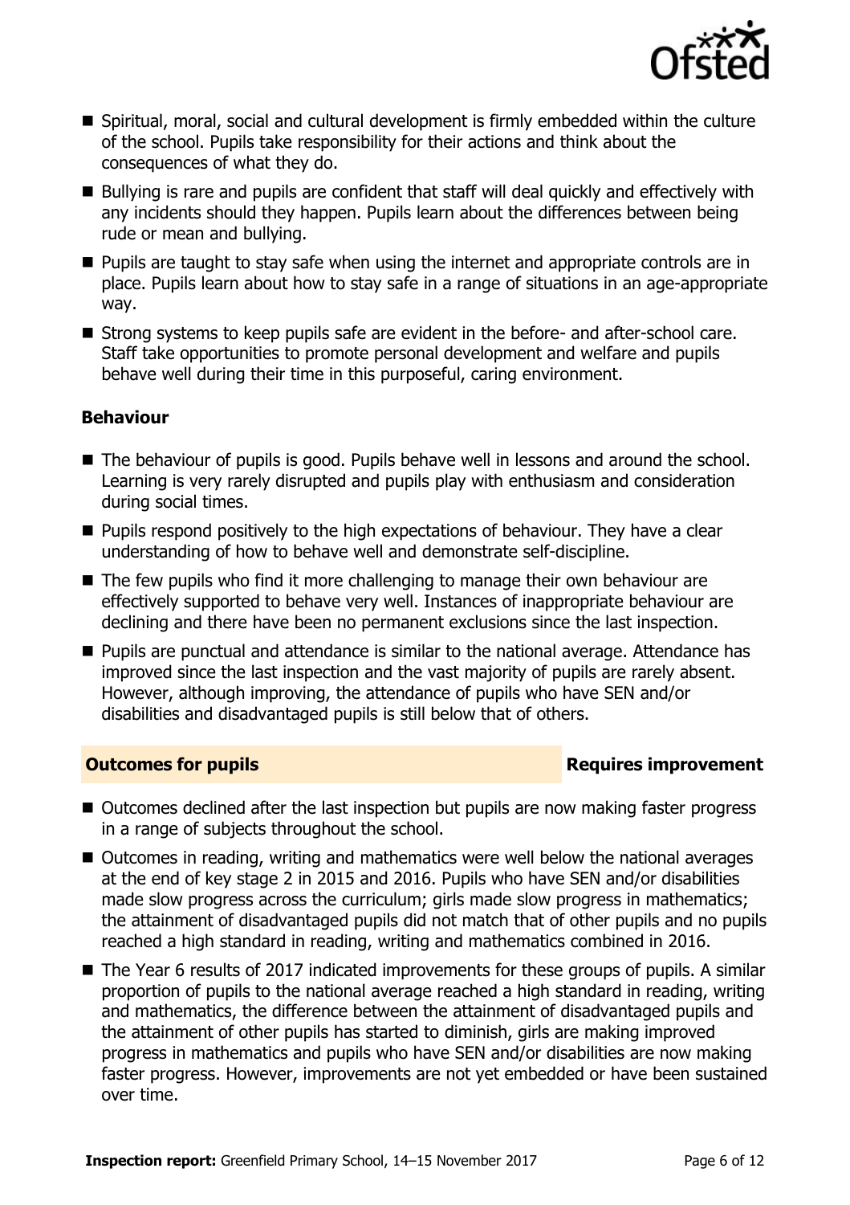- Spiritual, moral, social and cultural development is firmly embedded within the culture of the school. Pupils take responsibility for their actions and think about the consequences of what they do.
- Bullying is rare and pupils are confident that staff will deal quickly and effectively with any incidents should they happen. Pupils learn about the differences between being rude or mean and bullying.
- Pupils are taught to stay safe when using the internet and appropriate controls are in place. Pupils learn about how to stay safe in a range of situations in an age-appropriate way.
- Strong systems to keep pupils safe are evident in the before- and after-school care. Staff take opportunities to promote personal development and welfare and pupils behave well during their time in this purposeful, caring environment.

### Behaviour

- The behaviour of pupils is good. Pupils behave well in lessons and around the school. Learning is very rarely disrupted and pupils play with enthusiasm and consideration during social times.
- Pupils respond positively to the high expectations of behaviour. They have a clear understanding of how to behave well and demonstrate self-discipline.
- The few pupils who find it more challenging to manage their own behaviour are effectively supported to behave very well. Instances of inappropriate behaviour are declining and there have been no permanent exclusions since the last inspection.
- Pupils are punctual and attendance is similar to the national average. Attendance has improved since the last inspection and the vast majority of pupils are rarely absent. However, although improving, the attendance of pupils who have SEN and/or disabilities and disadvantaged pupils is still below that of others.

## Outcomes for pupils — Requires improvement

- Outcomes declined after the last inspection but pupils are now making faster progress in a range of subjects throughout the school.
- Outcomes in reading, writing and mathematics were well below the national averages at the end of key stage 2 in 2015 and 2016. Pupils who have SEN and/or disabilities made slow progress across the curriculum; girls made slow progress in mathematics; the attainment of disadvantaged pupils did not match that of other pupils and no pupils reached a high standard in reading, writing and mathematics combined in 2016.
- The Year 6 results of 2017 indicated improvements for these groups of pupils. A similar proportion of pupils to the national average reached a high standard in reading, writing and mathematics, the difference between the attainment of disadvantaged pupils and the attainment of other pupils has started to diminish, girls are making improved progress in mathematics and pupils who have SEN and/or disabilities are now making faster progress. However, improvements are not yet embedded or have been sustained over time.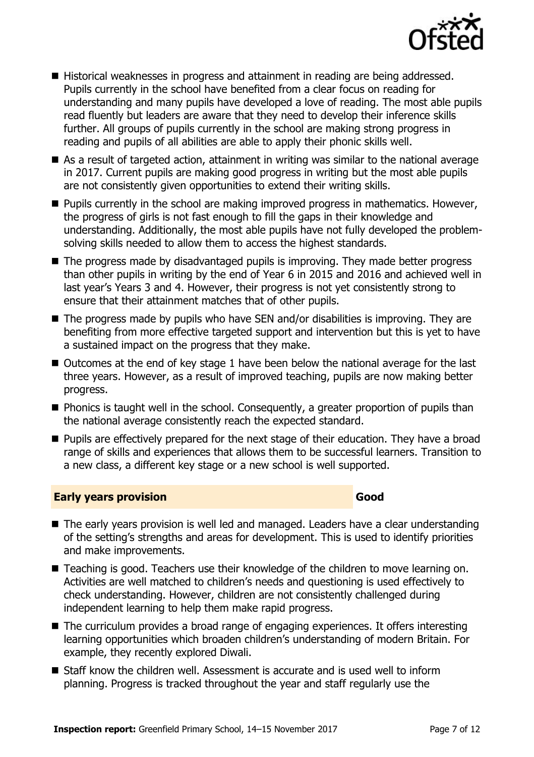- Historical weaknesses in progress and attainment in reading are being addressed. Pupils currently in the school have benefited from a clear focus on reading for understanding and many pupils have developed a love of reading. The most able pupils read fluently but leaders are aware that they need to develop their inference skills further. All groups of pupils currently in the school are making strong progress in reading and pupils of all abilities are able to apply their phonic skills well.
- As a result of targeted action, attainment in writing was similar to the national average in 2017. Current pupils are making good progress in writing but the most able pupils are not consistently given opportunities to extend their writing skills.
- Pupils currently in the school are making improved progress in mathematics. However, the progress of girls is not fast enough to fill the gaps in their knowledge and understanding. Additionally, the most able pupils have not fully developed the problem-solving skills needed to allow them to access the highest standards.
- The progress made by disadvantaged pupils is improving. They made better progress than other pupils in writing by the end of Year 6 in 2015 and 2016 and achieved well in last year's Years 3 and 4. However, their progress is not yet consistently strong to ensure that their attainment matches that of other pupils.
- The progress made by pupils who have SEN and/or disabilities is improving. They are benefiting from more effective targeted support and intervention but this is yet to have a sustained impact on the progress that they make.
- Outcomes at the end of key stage 1 have been below the national average for the last three years. However, as a result of improved teaching, pupils are now making better progress.
- Phonics is taught well in the school. Consequently, a greater proportion of pupils than the national average consistently reach the expected standard.
- Pupils are effectively prepared for the next stage of their education. They have a broad range of skills and experiences that allows them to be successful learners. Transition to a new class, a different key stage or a new school is well supported.

## Early years provision — Good

- The early years provision is well led and managed. Leaders have a clear understanding of the setting's strengths and areas for development. This is used to identify priorities and make improvements.
- Teaching is good. Teachers use their knowledge of the children to move learning on. Activities are well matched to children's needs and questioning is used effectively to check understanding. However, children are not consistently challenged during independent learning to help them make rapid progress.
- The curriculum provides a broad range of engaging experiences. It offers interesting learning opportunities which broaden children's understanding of modern Britain. For example, they recently explored Diwali.
- Staff know the children well. Assessment is accurate and is used well to inform planning. Progress is tracked throughout the year and staff regularly use the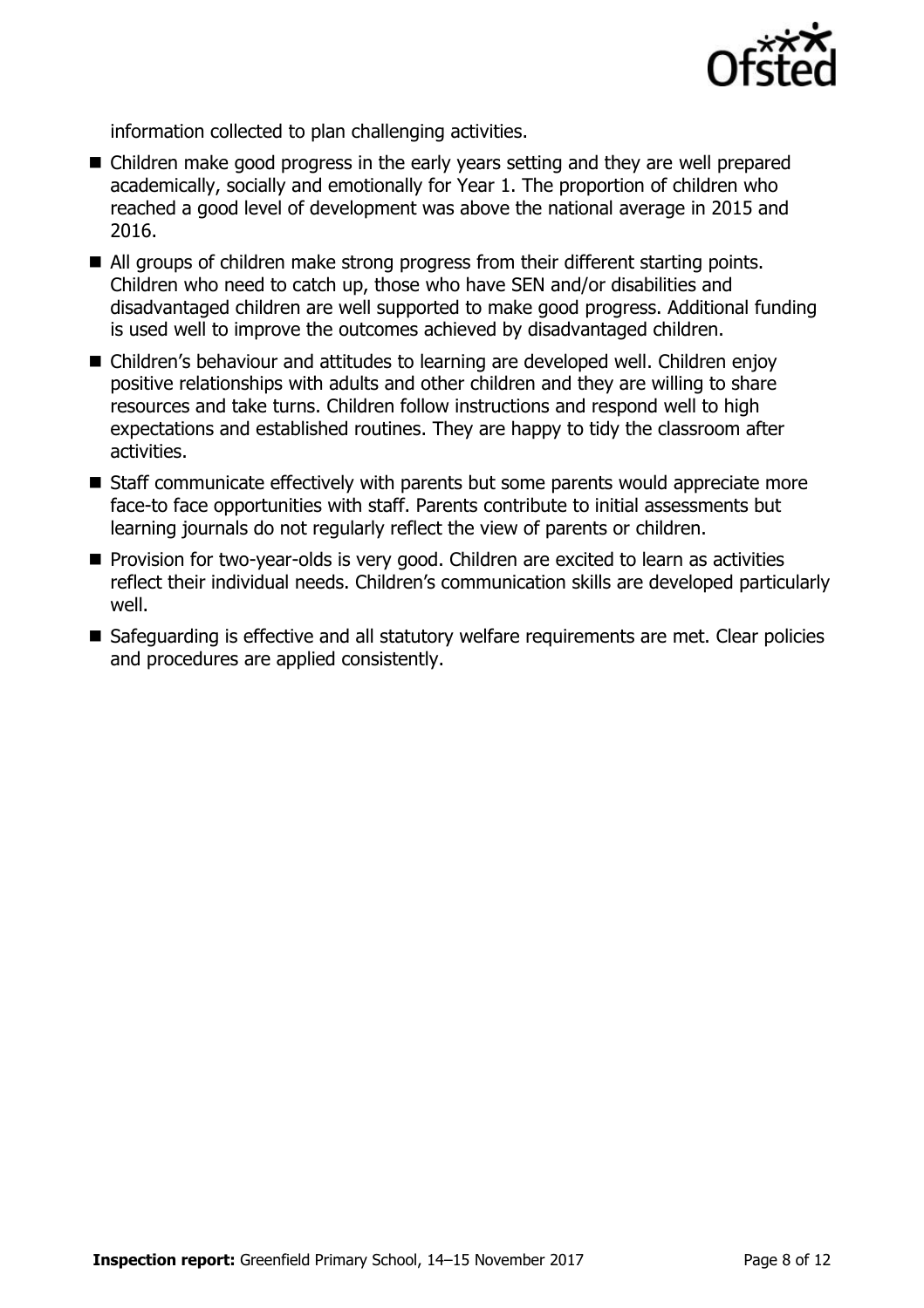information collected to plan challenging activities.

- Children make good progress in the early years setting and they are well prepared academically, socially and emotionally for Year 1. The proportion of children who reached a good level of development was above the national average in 2015 and 2016.
- All groups of children make strong progress from their different starting points. Children who need to catch up, those who have SEN and/or disabilities and disadvantaged children are well supported to make good progress. Additional funding is used well to improve the outcomes achieved by disadvantaged children.
- Children's behaviour and attitudes to learning are developed well. Children enjoy positive relationships with adults and other children and they are willing to share resources and take turns. Children follow instructions and respond well to high expectations and established routines. They are happy to tidy the classroom after activities.
- Staff communicate effectively with parents but some parents would appreciate more face-to face opportunities with staff. Parents contribute to initial assessments but learning journals do not regularly reflect the view of parents or children.
- Provision for two-year-olds is very good. Children are excited to learn as activities reflect their individual needs. Children's communication skills are developed particularly well.
- Safeguarding is effective and all statutory welfare requirements are met. Clear policies and procedures are applied consistently.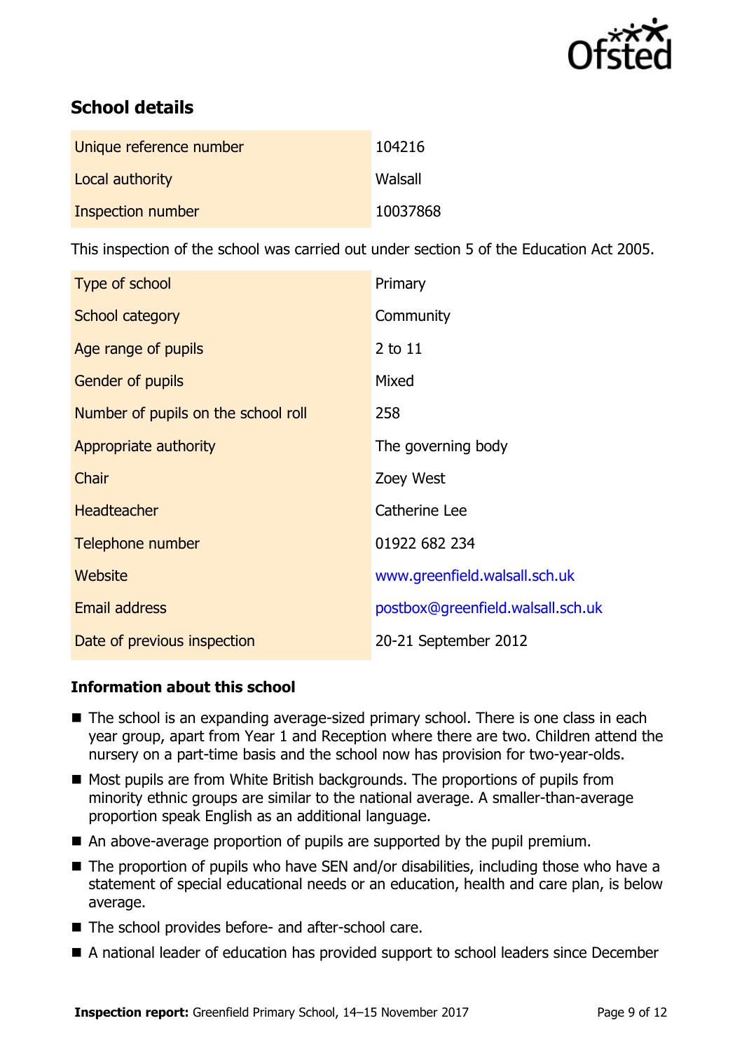## School details

| | |
|---|---|
| Unique reference number | 104216 |
| Local authority | Walsall |
| Inspection number | 10037868 |

This inspection of the school was carried out under section 5 of the Education Act 2005.

| | |
|---|---|
| Type of school | Primary |
| School category | Community |
| Age range of pupils | 2 to 11 |
| Gender of pupils | Mixed |
| Number of pupils on the school roll | 258 |
| Appropriate authority | The governing body |
| Chair | Zoey West |
| Headteacher | Catherine Lee |
| Telephone number | 01922 682 234 |
| Website | www.greenfield.walsall.sch.uk |
| Email address | postbox@greenfield.walsall.sch.uk |
| Date of previous inspection | 20-21 September 2012 |

### Information about this school

- The school is an expanding average-sized primary school. There is one class in each year group, apart from Year 1 and Reception where there are two. Children attend the nursery on a part-time basis and the school now has provision for two-year-olds.
- Most pupils are from White British backgrounds. The proportions of pupils from minority ethnic groups are similar to the national average. A smaller-than-average proportion speak English as an additional language.
- An above-average proportion of pupils are supported by the pupil premium.
- The proportion of pupils who have SEN and/or disabilities, including those who have a statement of special educational needs or an education, health and care plan, is below average.
- The school provides before- and after-school care.
- A national leader of education has provided support to school leaders since December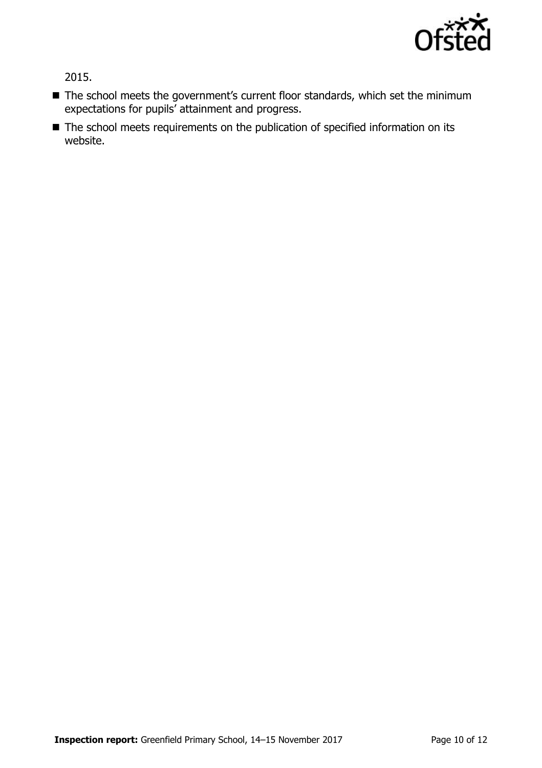2015.

- The school meets the government's current floor standards, which set the minimum expectations for pupils' attainment and progress.
- The school meets requirements on the publication of specified information on its website.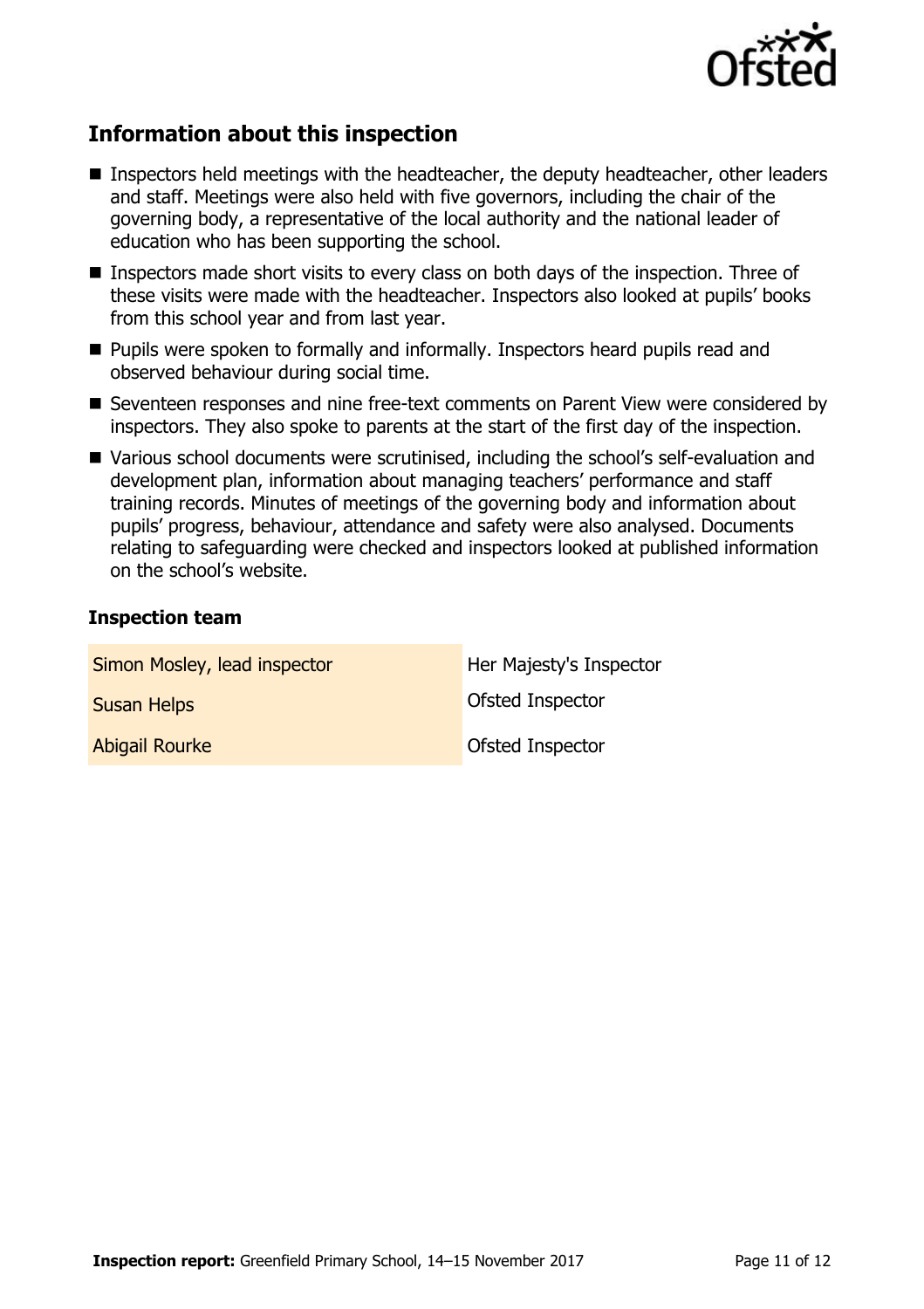## Information about this inspection

- Inspectors held meetings with the headteacher, the deputy headteacher, other leaders and staff. Meetings were also held with five governors, including the chair of the governing body, a representative of the local authority and the national leader of education who has been supporting the school.
- Inspectors made short visits to every class on both days of the inspection. Three of these visits were made with the headteacher. Inspectors also looked at pupils' books from this school year and from last year.
- Pupils were spoken to formally and informally. Inspectors heard pupils read and observed behaviour during social time.
- Seventeen responses and nine free-text comments on Parent View were considered by inspectors. They also spoke to parents at the start of the first day of the inspection.
- Various school documents were scrutinised, including the school's self-evaluation and development plan, information about managing teachers' performance and staff training records. Minutes of meetings of the governing body and information about pupils' progress, behaviour, attendance and safety were also analysed. Documents relating to safeguarding were checked and inspectors looked at published information on the school's website.

### Inspection team

| | |
|---|---|
| Simon Mosley, lead inspector | Her Majesty's Inspector |
| Susan Helps | Ofsted Inspector |
| Abigail Rourke | Ofsted Inspector |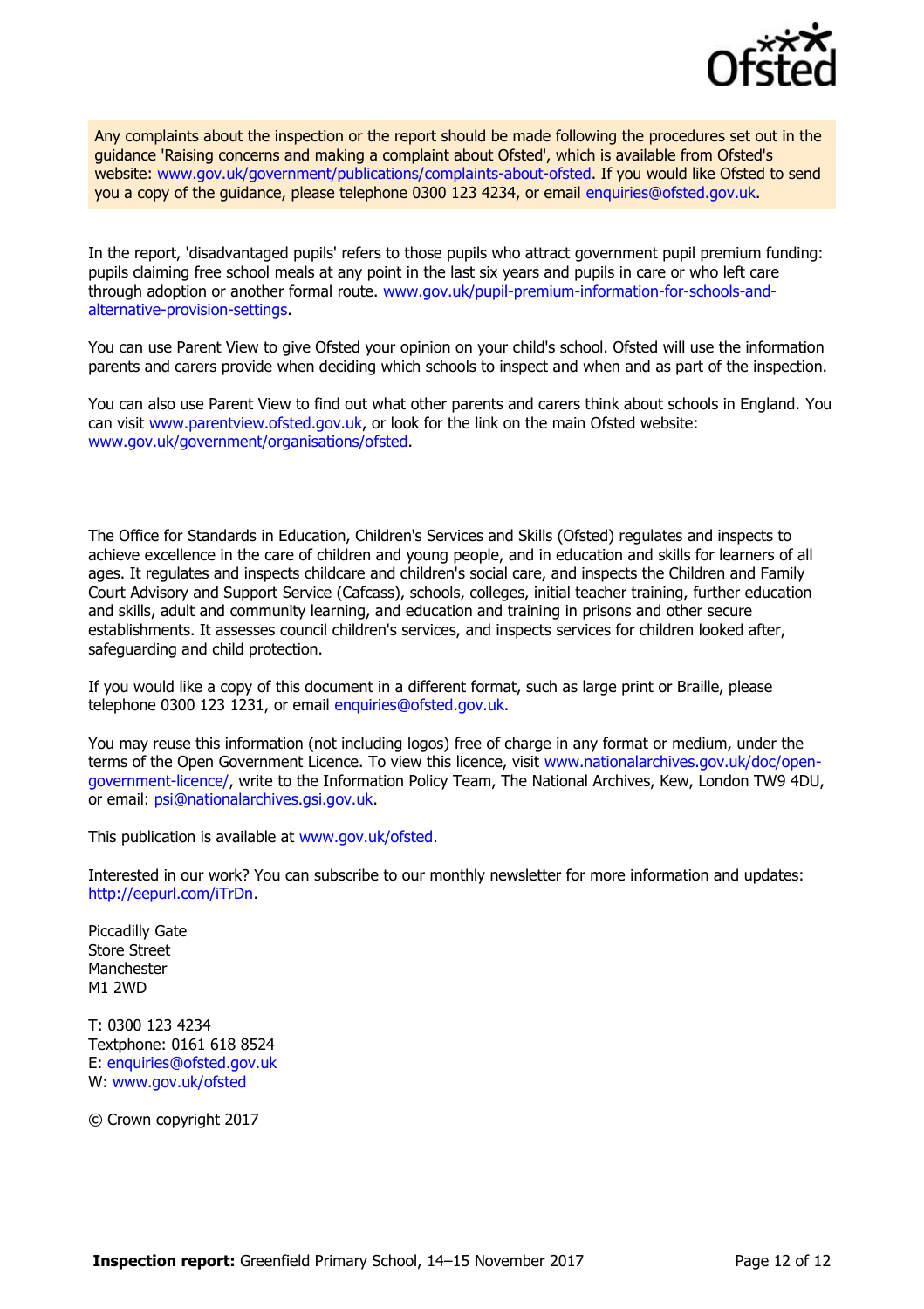Any complaints about the inspection or the report should be made following the procedures set out in the guidance 'Raising concerns and making a complaint about Ofsted', which is available from Ofsted's website: www.gov.uk/government/publications/complaints-about-ofsted. If you would like Ofsted to send you a copy of the guidance, please telephone 0300 123 4234, or email enquiries@ofsted.gov.uk.

In the report, 'disadvantaged pupils' refers to those pupils who attract government pupil premium funding: pupils claiming free school meals at any point in the last six years and pupils in care or who left care through adoption or another formal route. www.gov.uk/pupil-premium-information-for-schools-and-alternative-provision-settings.

You can use Parent View to give Ofsted your opinion on your child's school. Ofsted will use the information parents and carers provide when deciding which schools to inspect and when and as part of the inspection.

You can also use Parent View to find out what other parents and carers think about schools in England. You can visit www.parentview.ofsted.gov.uk, or look for the link on the main Ofsted website: www.gov.uk/government/organisations/ofsted.

The Office for Standards in Education, Children's Services and Skills (Ofsted) regulates and inspects to achieve excellence in the care of children and young people, and in education and skills for learners of all ages. It regulates and inspects childcare and children's social care, and inspects the Children and Family Court Advisory and Support Service (Cafcass), schools, colleges, initial teacher training, further education and skills, adult and community learning, and education and training in prisons and other secure establishments. It assesses council children's services, and inspects services for children looked after, safeguarding and child protection.

If you would like a copy of this document in a different format, such as large print or Braille, please telephone 0300 123 1231, or email enquiries@ofsted.gov.uk.

You may reuse this information (not including logos) free of charge in any format or medium, under the terms of the Open Government Licence. To view this licence, visit www.nationalarchives.gov.uk/doc/open-government-licence/, write to the Information Policy Team, The National Archives, Kew, London TW9 4DU, or email: psi@nationalarchives.gsi.gov.uk.

This publication is available at www.gov.uk/ofsted.

Interested in our work? You can subscribe to our monthly newsletter for more information and updates: http://eepurl.com/iTrDn.

Piccadilly Gate  
Store Street  
Manchester  
M1 2WD

T: 0300 123 4234  
Textphone: 0161 618 8524  
E: enquiries@ofsted.gov.uk  
W: www.gov.uk/ofsted

© Crown copyright 2017